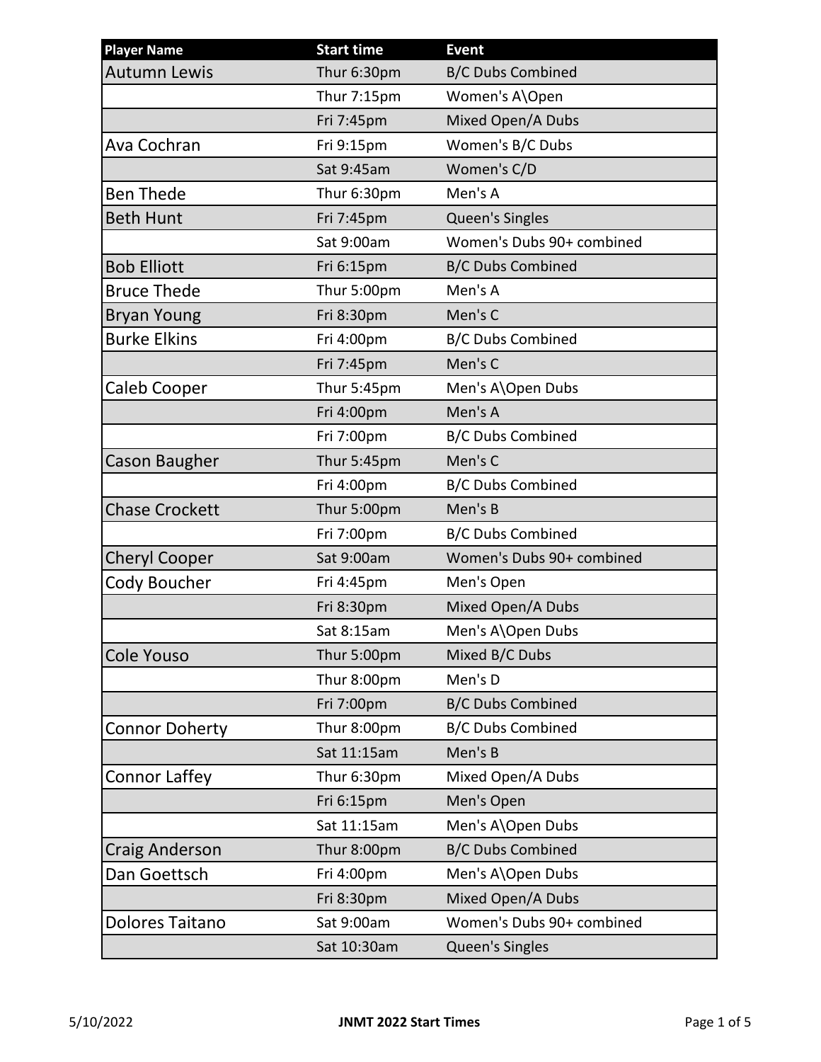| Player Name | Start time | Event |
|---|---|---|
| Autumn Lewis | Thur 6:30pm | B/C Dubs Combined |
| | Thur 7:15pm | Women's A\Open |
| | Fri 7:45pm | Mixed Open/A Dubs |
| Ava Cochran | Fri 9:15pm | Women's B/C Dubs |
| | Sat 9:45am | Women's C/D |
| Ben Thede | Thur 6:30pm | Men's A |
| Beth Hunt | Fri 7:45pm | Queen's Singles |
| | Sat 9:00am | Women's Dubs 90+ combined |
| Bob Elliott | Fri 6:15pm | B/C Dubs Combined |
| Bruce Thede | Thur 5:00pm | Men's A |
| Bryan Young | Fri 8:30pm | Men's C |
| Burke Elkins | Fri 4:00pm | B/C Dubs Combined |
| | Fri 7:45pm | Men's C |
| Caleb Cooper | Thur 5:45pm | Men's A\Open Dubs |
| | Fri 4:00pm | Men's A |
| | Fri 7:00pm | B/C Dubs Combined |
| Cason Baugher | Thur 5:45pm | Men's C |
| | Fri 4:00pm | B/C Dubs Combined |
| Chase Crockett | Thur 5:00pm | Men's B |
| | Fri 7:00pm | B/C Dubs Combined |
| Cheryl Cooper | Sat 9:00am | Women's Dubs 90+ combined |
| Cody Boucher | Fri 4:45pm | Men's Open |
| | Fri 8:30pm | Mixed Open/A Dubs |
| | Sat 8:15am | Men's A\Open Dubs |
| Cole Youso | Thur 5:00pm | Mixed B/C Dubs |
| | Thur 8:00pm | Men's D |
| | Fri 7:00pm | B/C Dubs Combined |
| Connor Doherty | Thur 8:00pm | B/C Dubs Combined |
| | Sat 11:15am | Men's B |
| Connor Laffey | Thur 6:30pm | Mixed Open/A Dubs |
| | Fri 6:15pm | Men's Open |
| | Sat 11:15am | Men's A\Open Dubs |
| Craig Anderson | Thur 8:00pm | B/C Dubs Combined |
| Dan Goettsch | Fri 4:00pm | Men's A\Open Dubs |
| | Fri 8:30pm | Mixed Open/A Dubs |
| Dolores Taitano | Sat 9:00am | Women's Dubs 90+ combined |
| | Sat 10:30am | Queen's Singles |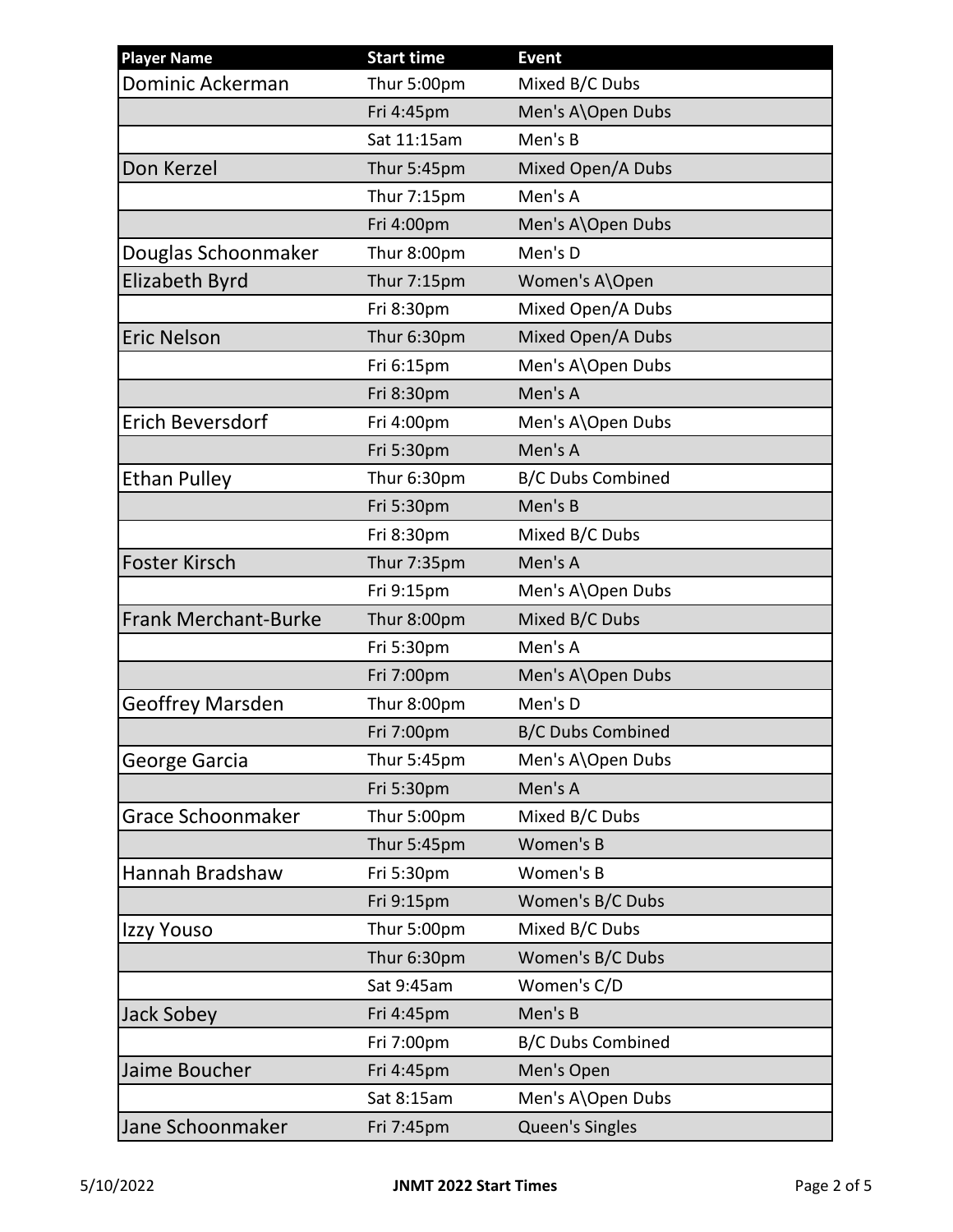| Player Name | Start time | Event |
| --- | --- | --- |
| Dominic Ackerman | Thur 5:00pm | Mixed B/C Dubs |
| | Fri 4:45pm | Men's A\Open Dubs |
| | Sat 11:15am | Men's B |
| Don Kerzel | Thur 5:45pm | Mixed Open/A Dubs |
| | Thur 7:15pm | Men's A |
| | Fri 4:00pm | Men's A\Open Dubs |
| Douglas Schoonmaker | Thur 8:00pm | Men's D |
| Elizabeth Byrd | Thur 7:15pm | Women's A\Open |
| | Fri 8:30pm | Mixed Open/A Dubs |
| Eric Nelson | Thur 6:30pm | Mixed Open/A Dubs |
| | Fri 6:15pm | Men's A\Open Dubs |
| | Fri 8:30pm | Men's A |
| Erich Beversdorf | Fri 4:00pm | Men's A\Open Dubs |
| | Fri 5:30pm | Men's A |
| Ethan Pulley | Thur 6:30pm | B/C Dubs Combined |
| | Fri 5:30pm | Men's B |
| | Fri 8:30pm | Mixed B/C Dubs |
| Foster Kirsch | Thur 7:35pm | Men's A |
| | Fri 9:15pm | Men's A\Open Dubs |
| Frank Merchant-Burke | Thur 8:00pm | Mixed B/C Dubs |
| | Fri 5:30pm | Men's A |
| | Fri 7:00pm | Men's A\Open Dubs |
| Geoffrey Marsden | Thur 8:00pm | Men's D |
| | Fri 7:00pm | B/C Dubs Combined |
| George Garcia | Thur 5:45pm | Men's A\Open Dubs |
| | Fri 5:30pm | Men's A |
| Grace Schoonmaker | Thur 5:00pm | Mixed B/C Dubs |
| | Thur 5:45pm | Women's B |
| Hannah Bradshaw | Fri 5:30pm | Women's B |
| | Fri 9:15pm | Women's B/C Dubs |
| Izzy Youso | Thur 5:00pm | Mixed B/C Dubs |
| | Thur 6:30pm | Women's B/C Dubs |
| | Sat 9:45am | Women's C/D |
| Jack Sobey | Fri 4:45pm | Men's B |
| | Fri 7:00pm | B/C Dubs Combined |
| Jaime Boucher | Fri 4:45pm | Men's Open |
| | Sat 8:15am | Men's A\Open Dubs |
| Jane Schoonmaker | Fri 7:45pm | Queen's Singles |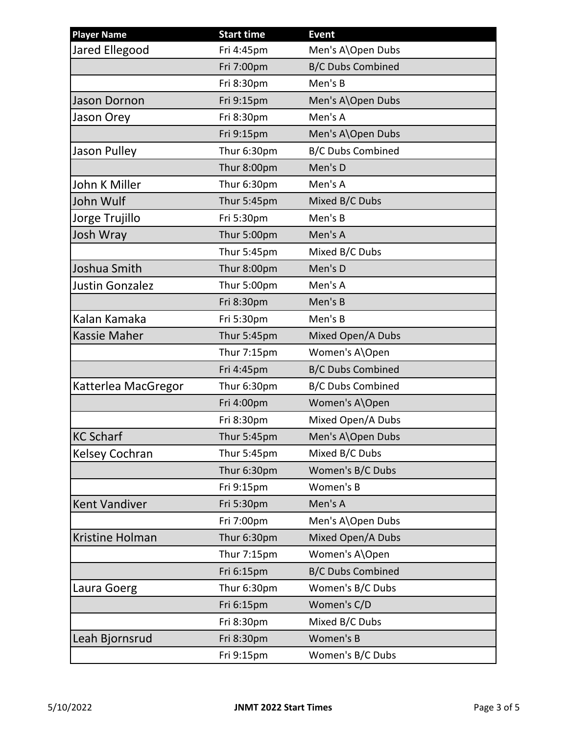| Player Name | Start time | Event |
|---|---|---|
| Jared Ellegood | Fri 4:45pm | Men's A\Open Dubs |
| | Fri 7:00pm | B/C Dubs Combined |
| | Fri 8:30pm | Men's B |
| Jason Dornon | Fri 9:15pm | Men's A\Open Dubs |
| Jason Orey | Fri 8:30pm | Men's A |
| | Fri 9:15pm | Men's A\Open Dubs |
| Jason Pulley | Thur 6:30pm | B/C Dubs Combined |
| | Thur 8:00pm | Men's D |
| John K Miller | Thur 6:30pm | Men's A |
| John Wulf | Thur 5:45pm | Mixed B/C Dubs |
| Jorge Trujillo | Fri 5:30pm | Men's B |
| Josh Wray | Thur 5:00pm | Men's A |
| | Thur 5:45pm | Mixed B/C Dubs |
| Joshua Smith | Thur 8:00pm | Men's D |
| Justin Gonzalez | Thur 5:00pm | Men's A |
| | Fri 8:30pm | Men's B |
| Kalan Kamaka | Fri 5:30pm | Men's B |
| Kassie Maher | Thur 5:45pm | Mixed Open/A Dubs |
| | Thur 7:15pm | Women's A\Open |
| | Fri 4:45pm | B/C Dubs Combined |
| Katterlea MacGregor | Thur 6:30pm | B/C Dubs Combined |
| | Fri 4:00pm | Women's A\Open |
| | Fri 8:30pm | Mixed Open/A Dubs |
| KC Scharf | Thur 5:45pm | Men's A\Open Dubs |
| Kelsey Cochran | Thur 5:45pm | Mixed B/C Dubs |
| | Thur 6:30pm | Women's B/C Dubs |
| | Fri 9:15pm | Women's B |
| Kent Vandiver | Fri 5:30pm | Men's A |
| | Fri 7:00pm | Men's A\Open Dubs |
| Kristine Holman | Thur 6:30pm | Mixed Open/A Dubs |
| | Thur 7:15pm | Women's A\Open |
| | Fri 6:15pm | B/C Dubs Combined |
| Laura Goerg | Thur 6:30pm | Women's B/C Dubs |
| | Fri 6:15pm | Women's C/D |
| | Fri 8:30pm | Mixed B/C Dubs |
| Leah Bjornsrud | Fri 8:30pm | Women's B |
| | Fri 9:15pm | Women's B/C Dubs |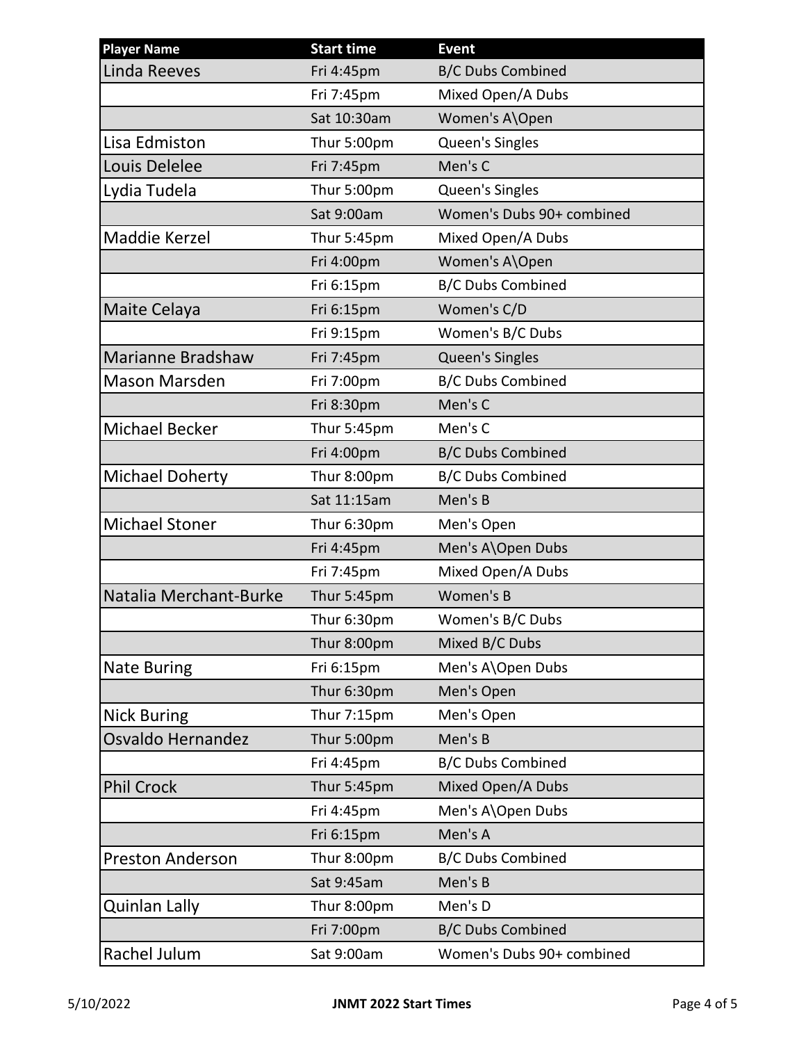| Player Name | Start time | Event |
|---|---|---|
| Linda Reeves | Fri 4:45pm | B/C Dubs Combined |
| | Fri 7:45pm | Mixed Open/A Dubs |
| | Sat 10:30am | Women's A\Open |
| Lisa Edmiston | Thur 5:00pm | Queen's Singles |
| Louis Delelee | Fri 7:45pm | Men's C |
| Lydia Tudela | Thur 5:00pm | Queen's Singles |
| | Sat 9:00am | Women's Dubs 90+ combined |
| Maddie Kerzel | Thur 5:45pm | Mixed Open/A Dubs |
| | Fri 4:00pm | Women's A\Open |
| | Fri 6:15pm | B/C Dubs Combined |
| Maite Celaya | Fri 6:15pm | Women's C/D |
| | Fri 9:15pm | Women's B/C Dubs |
| Marianne Bradshaw | Fri 7:45pm | Queen's Singles |
| Mason Marsden | Fri 7:00pm | B/C Dubs Combined |
| | Fri 8:30pm | Men's C |
| Michael Becker | Thur 5:45pm | Men's C |
| | Fri 4:00pm | B/C Dubs Combined |
| Michael Doherty | Thur 8:00pm | B/C Dubs Combined |
| | Sat 11:15am | Men's B |
| Michael Stoner | Thur 6:30pm | Men's Open |
| | Fri 4:45pm | Men's A\Open Dubs |
| | Fri 7:45pm | Mixed Open/A Dubs |
| Natalia Merchant-Burke | Thur 5:45pm | Women's B |
| | Thur 6:30pm | Women's B/C Dubs |
| | Thur 8:00pm | Mixed B/C Dubs |
| Nate Buring | Fri 6:15pm | Men's A\Open Dubs |
| | Thur 6:30pm | Men's Open |
| Nick Buring | Thur 7:15pm | Men's Open |
| Osvaldo Hernandez | Thur 5:00pm | Men's B |
| | Fri 4:45pm | B/C Dubs Combined |
| Phil Crock | Thur 5:45pm | Mixed Open/A Dubs |
| | Fri 4:45pm | Men's A\Open Dubs |
| | Fri 6:15pm | Men's A |
| Preston Anderson | Thur 8:00pm | B/C Dubs Combined |
| | Sat 9:45am | Men's B |
| Quinlan Lally | Thur 8:00pm | Men's D |
| | Fri 7:00pm | B/C Dubs Combined |
| Rachel Julum | Sat 9:00am | Women's Dubs 90+ combined |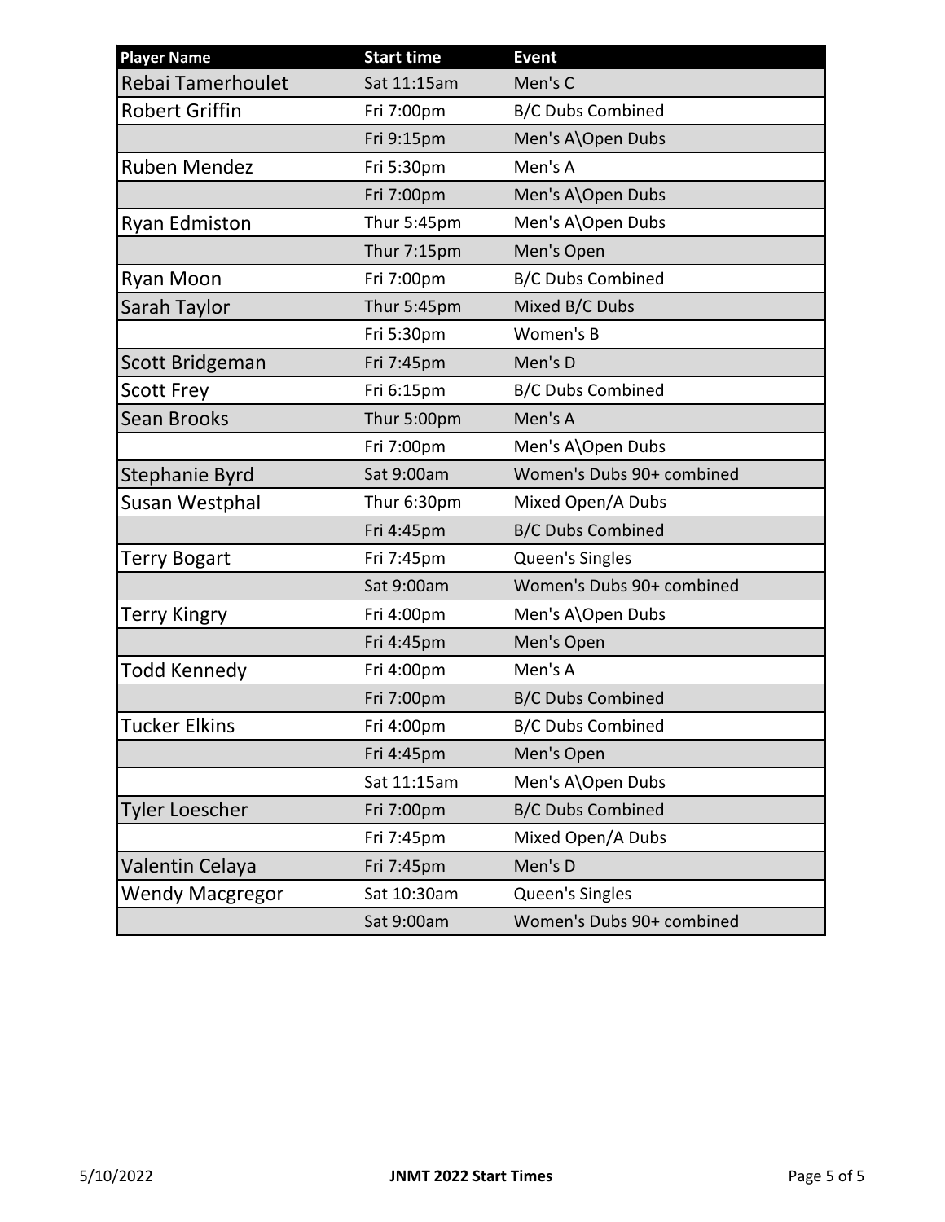| Player Name | Start time | Event |
|---|---|---|
| Rebai Tamerhoulet | Sat 11:15am | Men's C |
| Robert Griffin | Fri 7:00pm | B/C Dubs Combined |
| | Fri 9:15pm | Men's A\Open Dubs |
| Ruben Mendez | Fri 5:30pm | Men's A |
| | Fri 7:00pm | Men's A\Open Dubs |
| Ryan Edmiston | Thur 5:45pm | Men's A\Open Dubs |
| | Thur 7:15pm | Men's Open |
| Ryan Moon | Fri 7:00pm | B/C Dubs Combined |
| Sarah Taylor | Thur 5:45pm | Mixed B/C Dubs |
| | Fri 5:30pm | Women's B |
| Scott Bridgeman | Fri 7:45pm | Men's D |
| Scott Frey | Fri 6:15pm | B/C Dubs Combined |
| Sean Brooks | Thur 5:00pm | Men's A |
| | Fri 7:00pm | Men's A\Open Dubs |
| Stephanie Byrd | Sat 9:00am | Women's Dubs 90+ combined |
| Susan Westphal | Thur 6:30pm | Mixed Open/A Dubs |
| | Fri 4:45pm | B/C Dubs Combined |
| Terry Bogart | Fri 7:45pm | Queen's Singles |
| | Sat 9:00am | Women's Dubs 90+ combined |
| Terry Kingry | Fri 4:00pm | Men's A\Open Dubs |
| | Fri 4:45pm | Men's Open |
| Todd Kennedy | Fri 4:00pm | Men's A |
| | Fri 7:00pm | B/C Dubs Combined |
| Tucker Elkins | Fri 4:00pm | B/C Dubs Combined |
| | Fri 4:45pm | Men's Open |
| | Sat 11:15am | Men's A\Open Dubs |
| Tyler Loescher | Fri 7:00pm | B/C Dubs Combined |
| | Fri 7:45pm | Mixed Open/A Dubs |
| Valentin Celaya | Fri 7:45pm | Men's D |
| Wendy Macgregor | Sat 10:30am | Queen's Singles |
| | Sat 9:00am | Women's Dubs 90+ combined |